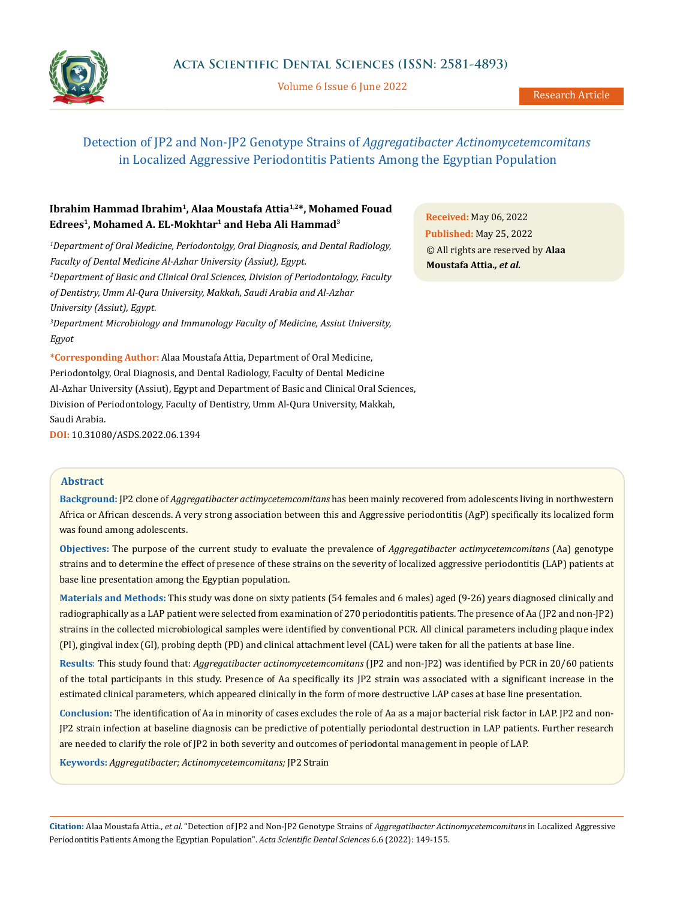# Detection of JP2 and Non-JP2 Genotype Strains of *Aggregatibacter Actinomycetemcomitans* in Localized Aggressive Periodontitis Patients Among the Egyptian Population

**Ibrahim Hammad Ibrahim[1], Alaa Moustafa Attia[1,2]\*, Mohamed Fouad Edrees[1], Mohamed A. EL-Mokhtar[1] and Heba Ali Hammad[3]**

*[1]Department of Oral Medicine, Periodontolgy, Oral Diagnosis, and Dental Radiology, Faculty of Dental Medicine Al-Azhar University (Assiut), Egypt.*

*[2]Department of Basic and Clinical Oral Sciences, Division of Periodontology, Faculty of Dentistry, Umm Al-Qura University, Makkah, Saudi Arabia and Al-Azhar University (Assiut), Egypt.*

*[3]Department Microbiology and Immunology Faculty of Medicine, Assiut University, Egyot*

**\*Corresponding Author:** Alaa Moustafa Attia, Department of Oral Medicine, Periodontolgy, Oral Diagnosis, and Dental Radiology, Faculty of Dental Medicine Al-Azhar University (Assiut), Egypt and Department of Basic and Clinical Oral Sciences, Division of Periodontology, Faculty of Dentistry, Umm Al-Qura University, Makkah, Saudi Arabia.

**DOI:** 10.31080/ASDS.2022.06.1394

**Received:** May 06, 2022
**Published:** May 25, 2022
© All rights are reserved by **Alaa Moustafa Attia., *et al.***

## Abstract

**Background:** JP2 clone of *Aggregatibacter actimycetemcomitans* has been mainly recovered from adolescents living in northwestern Africa or African descends. A very strong association between this and Aggressive periodontitis (AgP) specifically its localized form was found among adolescents.

**Objectives:** The purpose of the current study to evaluate the prevalence of *Aggregatibacter actimycetemcomitans* (Aa) genotype strains and to determine the effect of presence of these strains on the severity of localized aggressive periodontitis (LAP) patients at base line presentation among the Egyptian population.

**Materials and Methods:** This study was done on sixty patients (54 females and 6 males) aged (9-26) years diagnosed clinically and radiographically as a LAP patient were selected from examination of 270 periodontitis patients. The presence of Aa (JP2 and non-JP2) strains in the collected microbiological samples were identified by conventional PCR. All clinical parameters including plaque index (PI), gingival index (GI), probing depth (PD) and clinical attachment level (CAL) were taken for all the patients at base line.

**Results**: This study found that: *Aggregatibacter actinomycetemcomitans* (JP2 and non-JP2) was identified by PCR in 20/60 patients of the total participants in this study. Presence of Aa specifically its JP2 strain was associated with a significant increase in the estimated clinical parameters, which appeared clinically in the form of more destructive LAP cases at base line presentation.

**Conclusion:** The identification of Aa in minority of cases excludes the role of Aa as a major bacterial risk factor in LAP. JP2 and non-JP2 strain infection at baseline diagnosis can be predictive of potentially periodontal destruction in LAP patients. Further research are needed to clarify the role of JP2 in both severity and outcomes of periodontal management in people of LAP.

**Keywords:** *Aggregatibacter; Actinomycetemcomitans;* JP2 Strain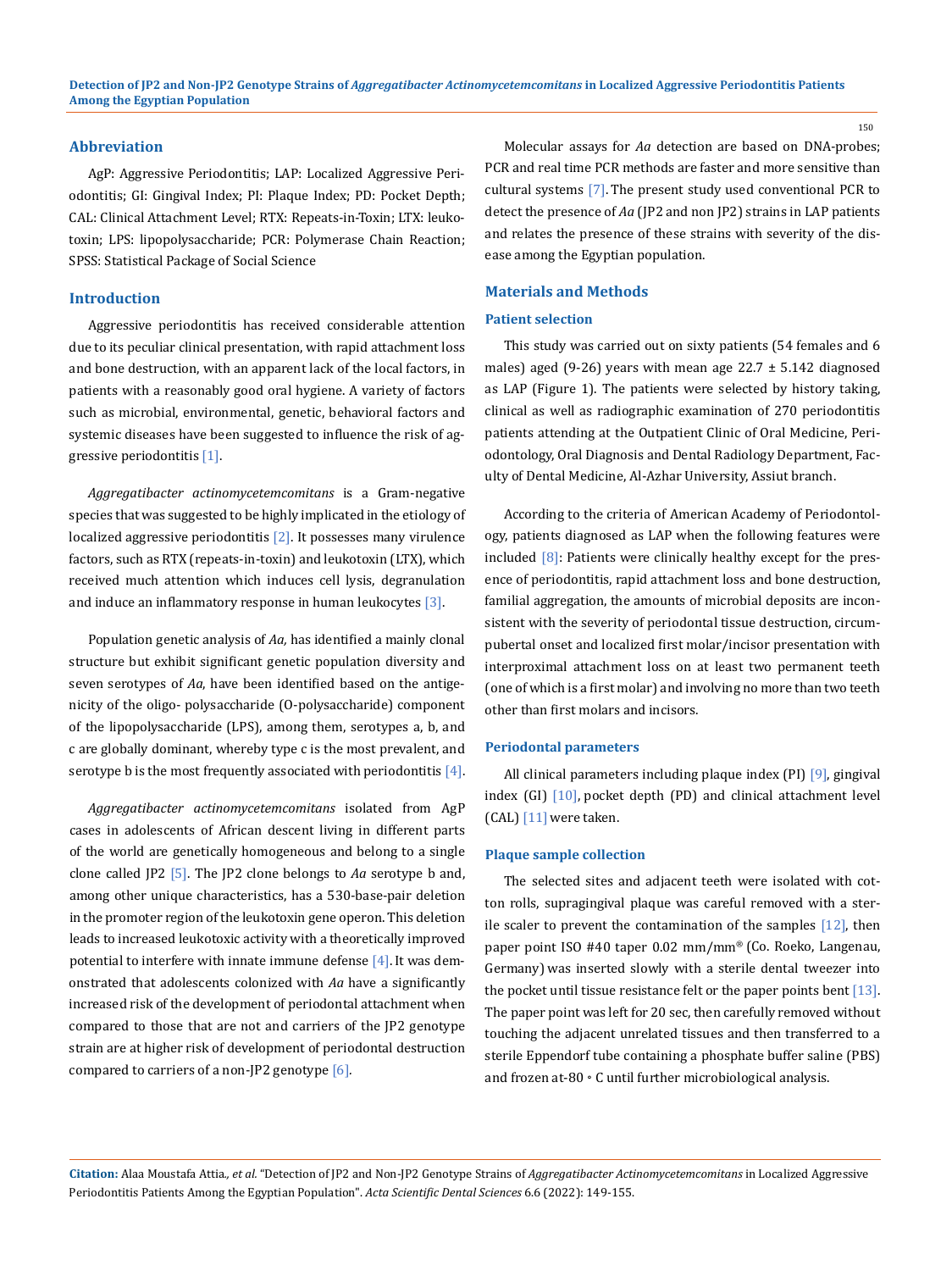## Abbreviation

AgP: Aggressive Periodontitis; LAP: Localized Aggressive Periodontitis; GI: Gingival Index; PI: Plaque Index; PD: Pocket Depth; CAL: Clinical Attachment Level; RTX: Repeats-in-Toxin; LTX: leukotoxin; LPS: lipopolysaccharide; PCR: Polymerase Chain Reaction; SPSS: Statistical Package of Social Science

## Introduction

Aggressive periodontitis has received considerable attention due to its peculiar clinical presentation, with rapid attachment loss and bone destruction, with an apparent lack of the local factors, in patients with a reasonably good oral hygiene. A variety of factors such as microbial, environmental, genetic, behavioral factors and systemic diseases have been suggested to influence the risk of aggressive periodontitis [1].

*Aggregatibacter actinomycetemcomitans* is a Gram-negative species that was suggested to be highly implicated in the etiology of localized aggressive periodontitis [2]. It possesses many virulence factors, such as RTX (repeats-in-toxin) and leukotoxin (LTX), which received much attention which induces cell lysis, degranulation and induce an inflammatory response in human leukocytes [3].

Population genetic analysis of *Aa,* has identified a mainly clonal structure but exhibit significant genetic population diversity and seven serotypes of *Aa*, have been identified based on the antigenicity of the oligo- polysaccharide (O-polysaccharide) component of the lipopolysaccharide (LPS), among them, serotypes a, b, and c are globally dominant, whereby type c is the most prevalent, and serotype b is the most frequently associated with periodontitis [4].

*Aggregatibacter actinomycetemcomitans* isolated from AgP cases in adolescents of African descent living in different parts of the world are genetically homogeneous and belong to a single clone called JP2 [5]. The JP2 clone belongs to *Aa* serotype b and, among other unique characteristics, has a 530-base-pair deletion in the promoter region of the leukotoxin gene operon. This deletion leads to increased leukotoxic activity with a theoretically improved potential to interfere with innate immune defense [4]. It was demonstrated that adolescents colonized with *Aa* have a significantly increased risk of the development of periodontal attachment when compared to those that are not and carriers of the JP2 genotype strain are at higher risk of development of periodontal destruction compared to carriers of a non-JP2 genotype [6].

Molecular assays for *Aa* detection are based on DNA-probes; PCR and real time PCR methods are faster and more sensitive than cultural systems [7]. The present study used conventional PCR to detect the presence of *Aa* (JP2 and non JP2) strains in LAP patients and relates the presence of these strains with severity of the disease among the Egyptian population.

## Materials and Methods

### Patient selection

This study was carried out on sixty patients (54 females and 6 males) aged (9-26) years with mean age 22.7 ± 5.142 diagnosed as LAP (Figure 1). The patients were selected by history taking, clinical as well as radiographic examination of 270 periodontitis patients attending at the Outpatient Clinic of Oral Medicine, Periodontology, Oral Diagnosis and Dental Radiology Department, Faculty of Dental Medicine, Al-Azhar University, Assiut branch.

According to the criteria of American Academy of Periodontology, patients diagnosed as LAP when the following features were included [8]: Patients were clinically healthy except for the presence of periodontitis, rapid attachment loss and bone destruction, familial aggregation, the amounts of microbial deposits are inconsistent with the severity of periodontal tissue destruction, circumpubertal onset and localized first molar/incisor presentation with interproximal attachment loss on at least two permanent teeth (one of which is a first molar) and involving no more than two teeth other than first molars and incisors.

### Periodontal parameters

All clinical parameters including plaque index (PI) [9], gingival index (GI) [10], pocket depth (PD) and clinical attachment level (CAL) [11] were taken.

### Plaque sample collection

The selected sites and adjacent teeth were isolated with cotton rolls, supragingival plaque was careful removed with a sterile scaler to prevent the contamination of the samples [12], then paper point ISO #40 taper 0.02 mm/mm® (Co. Roeko, Langenau, Germany) was inserted slowly with a sterile dental tweezer into the pocket until tissue resistance felt or the paper points bent [13]. The paper point was left for 20 sec, then carefully removed without touching the adjacent unrelated tissues and then transferred to a sterile Eppendorf tube containing a phosphate buffer saline (PBS) and frozen at-80 ∘ C until further microbiological analysis.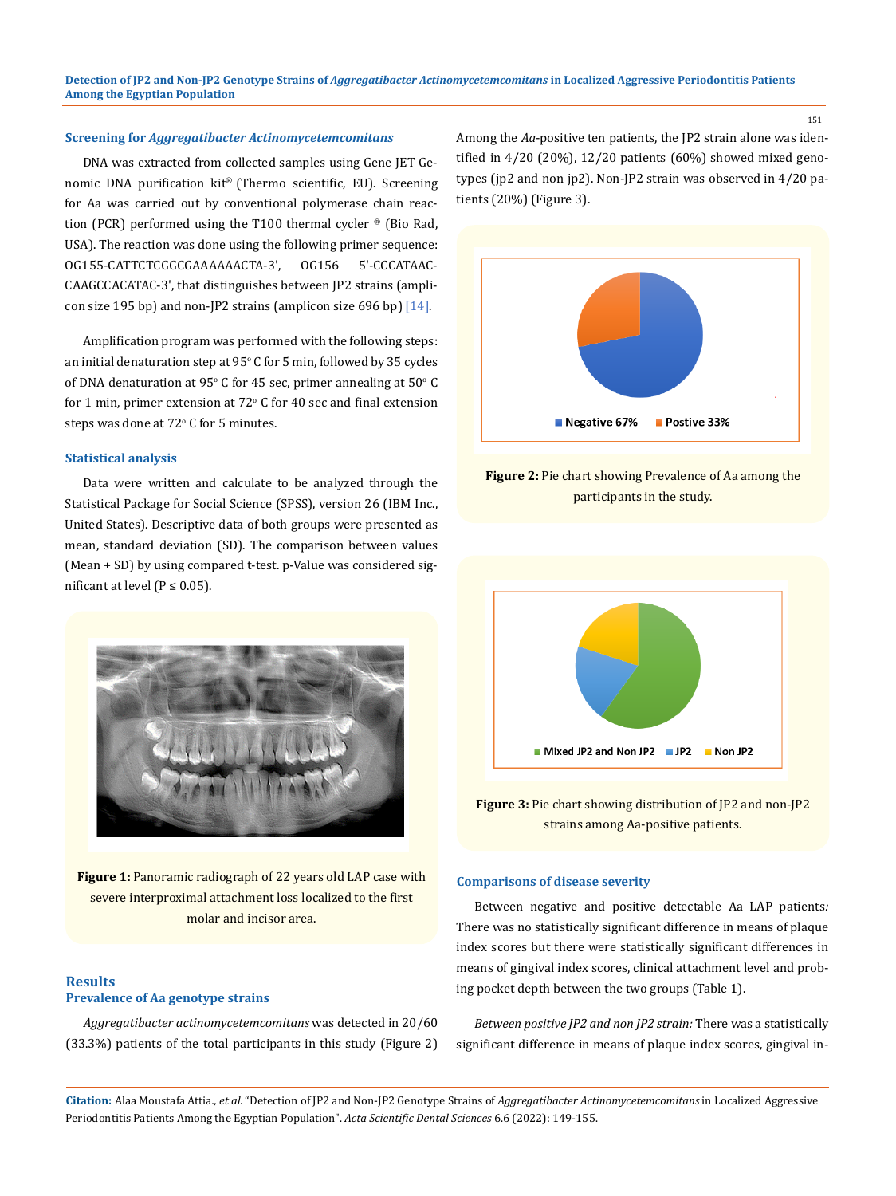### Screening for *Aggregatibacter Actinomycetemcomitans*

DNA was extracted from collected samples using Gene JET Genomic DNA purification kit® (Thermo scientific, EU). Screening for Aa was carried out by conventional polymerase chain reaction (PCR) performed using the T100 thermal cycler ® (Bio Rad, USA). The reaction was done using the following primer sequence: OG155-CATTCTCGGCGAAAAAACTA-3', OG156 5'-CCCATAACCAAGCCACATAC-3', that distinguishes between JP2 strains (amplicon size 195 bp) and non-JP2 strains (amplicon size 696 bp) [14].

Amplification program was performed with the following steps: an initial denaturation step at 95° C for 5 min, followed by 35 cycles of DNA denaturation at 95° C for 45 sec, primer annealing at 50° C for 1 min, primer extension at 72° C for 40 sec and final extension steps was done at 72° C for 5 minutes.

### Statistical analysis

Data were written and calculate to be analyzed through the Statistical Package for Social Science (SPSS), version 26 (IBM Inc., United States). Descriptive data of both groups were presented as mean, standard deviation (SD). The comparison between values (Mean + SD) by using compared t-test. p-Value was considered significant at level ($P \leq 0.05$).

**Figure 1:** Panoramic radiograph of 22 years old LAP case with severe interproximal attachment loss localized to the first molar and incisor area.

## Results

### Prevalence of Aa genotype strains

*Aggregatibacter actinomycetemcomitans* was detected in 20/60 (33.3%) patients of the total participants in this study (Figure 2) Among the *Aa*-positive ten patients, the JP2 strain alone was identified in 4/20 (20%), 12/20 patients (60%) showed mixed genotypes (jp2 and non jp2). Non-JP2 strain was observed in 4/20 patients (20%) (Figure 3).

Negative 67% | Postive 33%

**Figure 2:** Pie chart showing Prevalence of Aa among the participants in the study.

Mixed JP2 and Non JP2 | JP2 | Non JP2

**Figure 3:** Pie chart showing distribution of JP2 and non-JP2 strains among Aa-positive patients.

### Comparisons of disease severity

Between negative and positive detectable Aa LAP patients*:* There was no statistically significant difference in means of plaque index scores but there were statistically significant differences in means of gingival index scores, clinical attachment level and probing pocket depth between the two groups (Table 1).

*Between positive JP2 and non JP2 strain:* There was a statistically significant difference in means of plaque index scores, gingival in-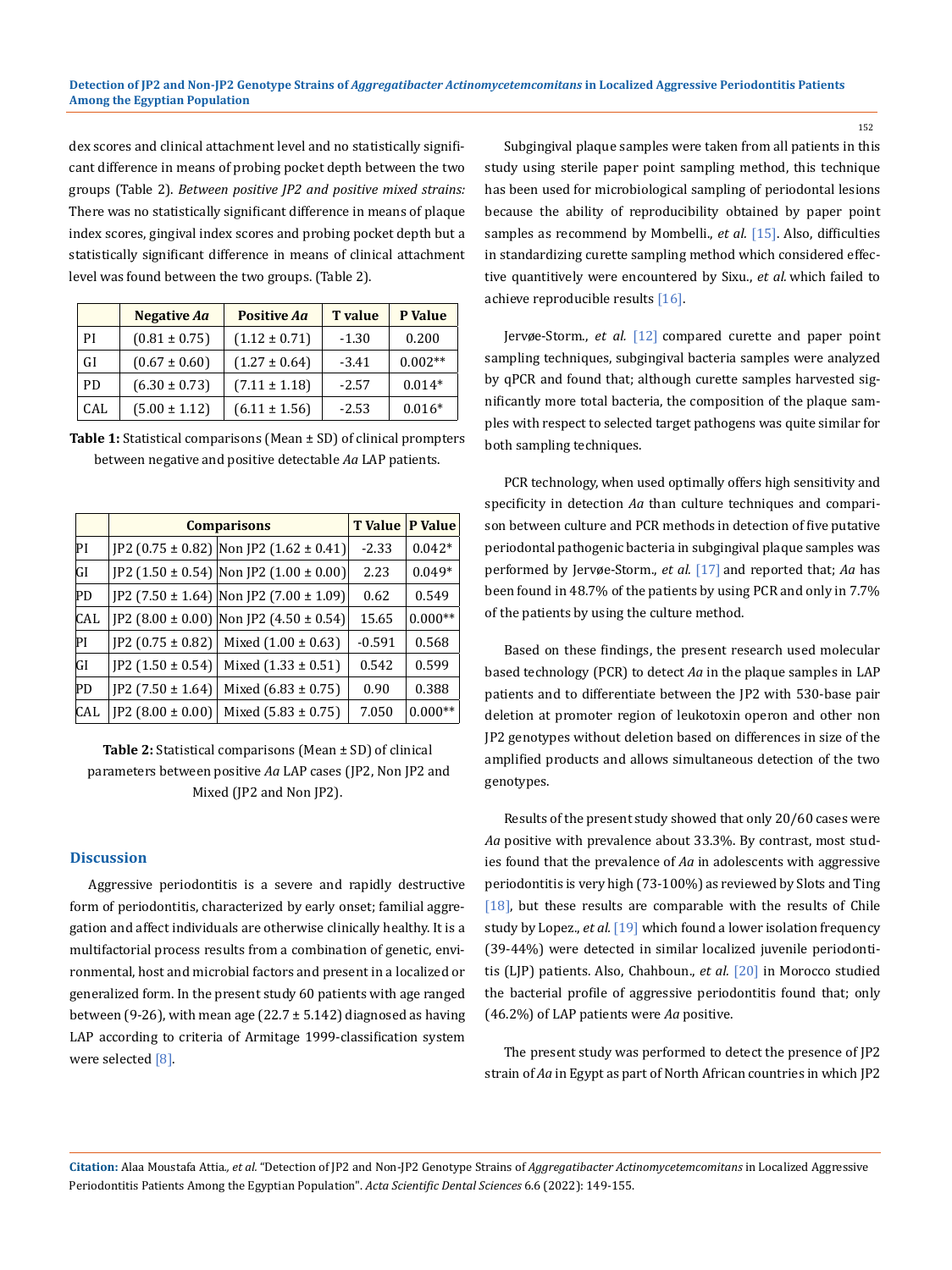dex scores and clinical attachment level and no statistically significant difference in means of probing pocket depth between the two groups (Table 2). *Between positive JP2 and positive mixed strains:* There was no statistically significant difference in means of plaque index scores, gingival index scores and probing pocket depth but a statistically significant difference in means of clinical attachment level was found between the two groups. (Table 2).

| | Negative *Aa* | Positive *Aa* | T value | P Value |
|---|---|---|---|---|
| PI | (0.81 ± 0.75) | (1.12 ± 0.71) | -1.30 | 0.200 |
| GI | (0.67 ± 0.60) | (1.27 ± 0.64) | -3.41 | 0.002** |
| PD | (6.30 ± 0.73) | (7.11 ± 1.18) | -2.57 | 0.014* |
| CAL | (5.00 ± 1.12) | (6.11 ± 1.56) | -2.53 | 0.016* |

**Table 1:** Statistical comparisons (Mean ± SD) of clinical prompters between negative and positive detectable *Aa* LAP patients.

| | Comparisons | | T Value | P Value |
|---|---|---|---|---|
| PI | JP2 (0.75 ± 0.82) | Non JP2 (1.62 ± 0.41) | -2.33 | 0.042* |
| GI | JP2 (1.50 ± 0.54) | Non JP2 (1.00 ± 0.00) | 2.23 | 0.049* |
| PD | JP2 (7.50 ± 1.64) | Non JP2 (7.00 ± 1.09) | 0.62 | 0.549 |
| CAL | JP2 (8.00 ± 0.00) | Non JP2 (4.50 ± 0.54) | 15.65 | 0.000** |
| PI | JP2 (0.75 ± 0.82) | Mixed (1.00 ± 0.63) | -0.591 | 0.568 |
| GI | JP2 (1.50 ± 0.54) | Mixed (1.33 ± 0.51) | 0.542 | 0.599 |
| PD | JP2 (7.50 ± 1.64) | Mixed (6.83 ± 0.75) | 0.90 | 0.388 |
| CAL | JP2 (8.00 ± 0.00) | Mixed (5.83 ± 0.75) | 7.050 | 0.000** |

**Table 2:** Statistical comparisons (Mean ± SD) of clinical parameters between positive *Aa* LAP cases (JP2, Non JP2 and Mixed (JP2 and Non JP2).

## Discussion

Aggressive periodontitis is a severe and rapidly destructive form of periodontitis, characterized by early onset; familial aggregation and affect individuals are otherwise clinically healthy. It is a multifactorial process results from a combination of genetic, environmental, host and microbial factors and present in a localized or generalized form. In the present study 60 patients with age ranged between (9-26), with mean age (22.7 ± 5.142) diagnosed as having LAP according to criteria of Armitage 1999-classification system were selected [8].

Subgingival plaque samples were taken from all patients in this study using sterile paper point sampling method, this technique has been used for microbiological sampling of periodontal lesions because the ability of reproducibility obtained by paper point samples as recommend by Mombelli., *et al.* [15]. Also, difficulties in standardizing curette sampling method which considered effective quantitively were encountered by Sixu., *et al.* which failed to achieve reproducible results [16].

Jervøe-Storm., *et al.* [12] compared curette and paper point sampling techniques, subgingival bacteria samples were analyzed by qPCR and found that; although curette samples harvested significantly more total bacteria, the composition of the plaque samples with respect to selected target pathogens was quite similar for both sampling techniques.

PCR technology, when used optimally offers high sensitivity and specificity in detection *Aa* than culture techniques and comparison between culture and PCR methods in detection of five putative periodontal pathogenic bacteria in subgingival plaque samples was performed by Jervøe-Storm., *et al.* [17] and reported that; *Aa* has been found in 48.7% of the patients by using PCR and only in 7.7% of the patients by using the culture method.

Based on these findings, the present research used molecular based technology (PCR) to detect *Aa* in the plaque samples in LAP patients and to differentiate between the JP2 with 530-base pair deletion at promoter region of leukotoxin operon and other non JP2 genotypes without deletion based on differences in size of the amplified products and allows simultaneous detection of the two genotypes.

Results of the present study showed that only 20/60 cases were *Aa* positive with prevalence about 33.3%. By contrast, most studies found that the prevalence of *Aa* in adolescents with aggressive periodontitis is very high (73-100%) as reviewed by Slots and Ting [18], but these results are comparable with the results of Chile study by Lopez., *et al.* [19] which found a lower isolation frequency (39-44%) were detected in similar localized juvenile periodontitis (LJP) patients. Also, Chahboun., *et al.* [20] in Morocco studied the bacterial profile of aggressive periodontitis found that; only (46.2%) of LAP patients were *Aa* positive.

The present study was performed to detect the presence of JP2 strain of *Aa* in Egypt as part of North African countries in which JP2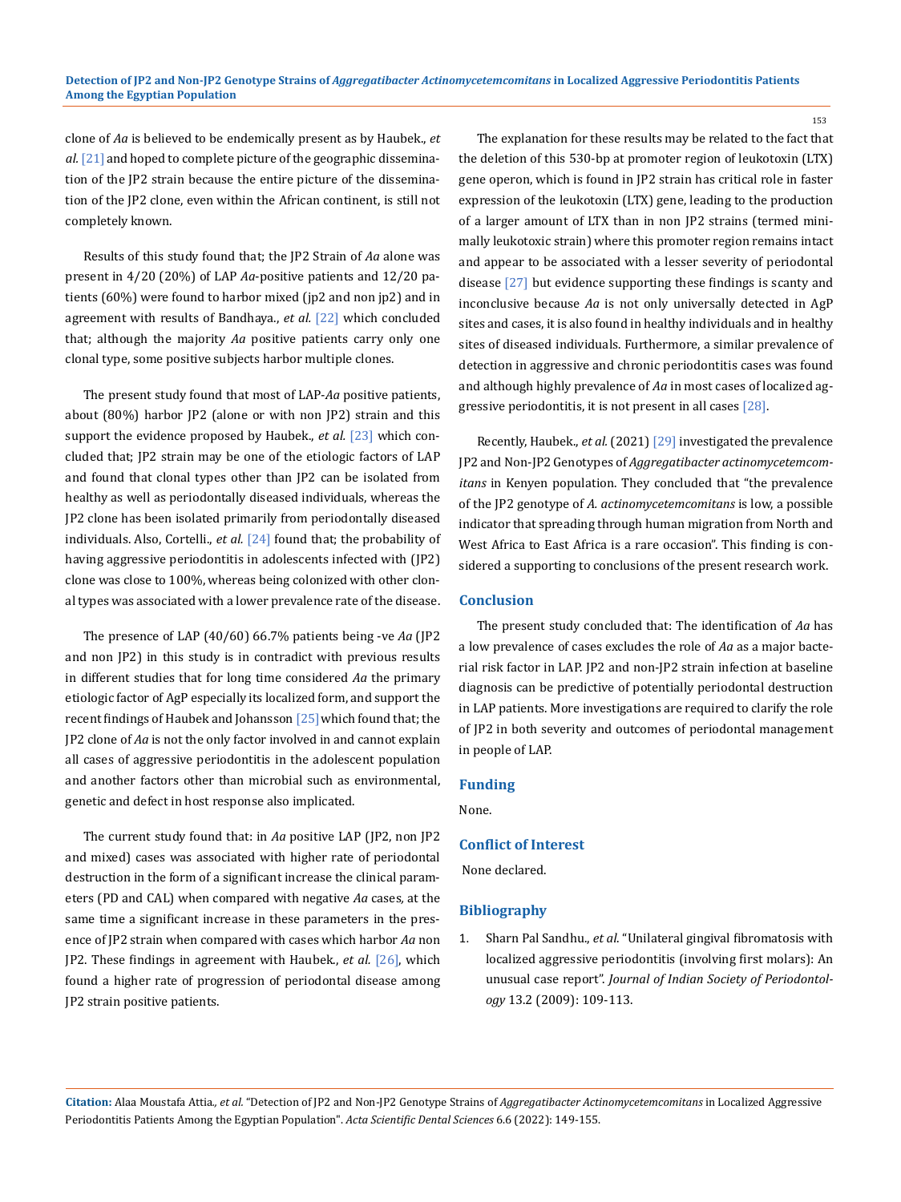clone of *Aa* is believed to be endemically present as by Haubek., *et al.* [21] and hoped to complete picture of the geographic dissemination of the JP2 strain because the entire picture of the dissemination of the JP2 clone, even within the African continent, is still not completely known.

Results of this study found that; the JP2 Strain of *Aa* alone was present in 4/20 (20%) of LAP *Aa*-positive patients and 12/20 patients (60%) were found to harbor mixed (jp2 and non jp2) and in agreement with results of Bandhaya., *et al.* [22] which concluded that; although the majority *Aa* positive patients carry only one clonal type, some positive subjects harbor multiple clones.

The present study found that most of LAP-*Aa* positive patients, about (80%) harbor JP2 (alone or with non JP2) strain and this support the evidence proposed by Haubek., *et al.* [23] which concluded that; JP2 strain may be one of the etiologic factors of LAP and found that clonal types other than JP2 can be isolated from healthy as well as periodontally diseased individuals, whereas the JP2 clone has been isolated primarily from periodontally diseased individuals. Also, Cortelli., *et al.* [24] found that; the probability of having aggressive periodontitis in adolescents infected with (JP2) clone was close to 100%, whereas being colonized with other clonal types was associated with a lower prevalence rate of the disease.

The presence of LAP (40/60) 66.7% patients being -ve *Aa* (JP2 and non JP2) in this study is in contradict with previous results in different studies that for long time considered *Aa* the primary etiologic factor of AgP especially its localized form, and support the recent findings of Haubek and Johansson [25] which found that; the JP2 clone of *Aa* is not the only factor involved in and cannot explain all cases of aggressive periodontitis in the adolescent population and another factors other than microbial such as environmental, genetic and defect in host response also implicated.

The current study found that: in *Aa* positive LAP (JP2, non JP2 and mixed) cases was associated with higher rate of periodontal destruction in the form of a significant increase the clinical parameters (PD and CAL) when compared with negative *Aa* cases, at the same time a significant increase in these parameters in the presence of JP2 strain when compared with cases which harbor *Aa* non JP2. These findings in agreement with Haubek., *et al.* [26], which found a higher rate of progression of periodontal disease among JP2 strain positive patients.

The explanation for these results may be related to the fact that the deletion of this 530-bp at promoter region of leukotoxin (LTX) gene operon, which is found in JP2 strain has critical role in faster expression of the leukotoxin (LTX) gene, leading to the production of a larger amount of LTX than in non JP2 strains (termed minimally leukotoxic strain) where this promoter region remains intact and appear to be associated with a lesser severity of periodontal disease [27] but evidence supporting these findings is scanty and inconclusive because *Aa* is not only universally detected in AgP sites and cases, it is also found in healthy individuals and in healthy sites of diseased individuals. Furthermore, a similar prevalence of detection in aggressive and chronic periodontitis cases was found and although highly prevalence of *Aa* in most cases of localized aggressive periodontitis, it is not present in all cases [28].

Recently, Haubek., *et al.* (2021) [29] investigated the prevalence JP2 and Non-JP2 Genotypes of *Aggregatibacter actinomycetemcomitans* in Kenyen population. They concluded that "the prevalence of the JP2 genotype of *A. actinomycetemcomitans* is low, a possible indicator that spreading through human migration from North and West Africa to East Africa is a rare occasion". This finding is considered a supporting to conclusions of the present research work.

## Conclusion

The present study concluded that: The identification of *Aa* has a low prevalence of cases excludes the role of *Aa* as a major bacterial risk factor in LAP. JP2 and non-JP2 strain infection at baseline diagnosis can be predictive of potentially periodontal destruction in LAP patients. More investigations are required to clarify the role of JP2 in both severity and outcomes of periodontal management in people of LAP.

## Funding

None.

## Conflict of Interest

None declared.

## Bibliography

1. Sharn Pal Sandhu., *et al.* "Unilateral gingival fibromatosis with localized aggressive periodontitis (involving first molars): An unusual case report". *Journal of Indian Society of Periodontology* 13.2 (2009): 109-113.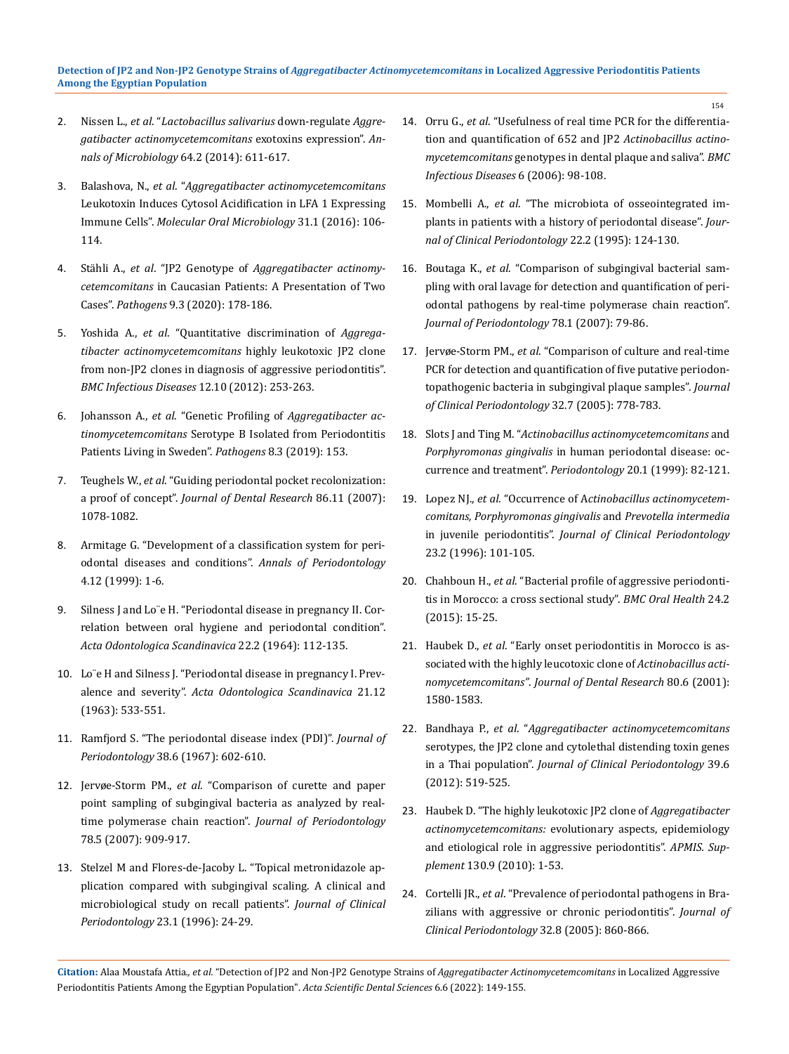2. Nissen L., *et al*. "*Lactobacillus salivarius* down-regulate *Aggregatibacter actinomycetemcomitans* exotoxins expression". *Annals of Microbiology* 64.2 (2014): 611-617.
3. Balashova, N., *et al*. "*Aggregatibacter actinomycetemcomitans* Leukotoxin Induces Cytosol Acidification in LFA 1 Expressing Immune Cells". *Molecular Oral Microbiology* 31.1 (2016): 106-114.
4. Stähli A., *et al*. "JP2 Genotype of *Aggregatibacter actinomycetemcomitans* in Caucasian Patients: A Presentation of Two Cases". *Pathogens* 9.3 (2020): 178-186.
5. Yoshida A., *et al*. "Quantitative discrimination of *Aggregatibacter actinomycetemcomitans* highly leukotoxic JP2 clone from non-JP2 clones in diagnosis of aggressive periodontitis". *BMC Infectious Diseases* 12.10 (2012): 253-263.
6. Johansson A., *et al*. "Genetic Profiling of *Aggregatibacter actinomycetemcomitans* Serotype B Isolated from Periodontitis Patients Living in Sweden". *Pathogens* 8.3 (2019): 153.
7. Teughels W., *et al*. "Guiding periodontal pocket recolonization: a proof of concept". *Journal of Dental Research* 86.11 (2007): 1078-1082.
8. Armitage G. "Development of a classification system for periodontal diseases and conditions". *Annals of Periodontology* 4.12 (1999): 1-6.
9. Silness J and Lo¨e H. "Periodontal disease in pregnancy II. Correlation between oral hygiene and periodontal condition". *Acta Odontologica Scandinavica* 22.2 (1964): 112-135.
10. Lo¨e H and Silness J. "Periodontal disease in pregnancy I. Prevalence and severity". *Acta Odontologica Scandinavica* 21.12 (1963): 533-551.
11. Ramfjord S. "The periodontal disease index (PDI)". *Journal of Periodontology* 38.6 (1967): 602-610.
12. Jervøe-Storm PM., *et al*. "Comparison of curette and paper point sampling of subgingival bacteria as analyzed by real-time polymerase chain reaction". *Journal of Periodontology* 78.5 (2007): 909-917.
13. Stelzel M and Flores-de-Jacoby L. "Topical metronidazole application compared with subgingival scaling. A clinical and microbiological study on recall patients". *Journal of Clinical Periodontology* 23.1 (1996): 24-29.
14. Orru G., *et al*. "Usefulness of real time PCR for the differentiation and quantification of 652 and JP2 *Actinobacillus actinomycetemcomitans* genotypes in dental plaque and saliva". *BMC Infectious Diseases* 6 (2006): 98-108.
15. Mombelli A., *et al*. "The microbiota of osseointegrated implants in patients with a history of periodontal disease". *Journal of Clinical Periodontology* 22.2 (1995): 124-130.
16. Boutaga K., *et al*. "Comparison of subgingival bacterial sampling with oral lavage for detection and quantification of periodontal pathogens by real-time polymerase chain reaction". *Journal of Periodontology* 78.1 (2007): 79-86.
17. Jervøe-Storm PM., *et al*. "Comparison of culture and real-time PCR for detection and quantification of five putative periodontopathogenic bacteria in subgingival plaque samples". *Journal of Clinical Periodontology* 32.7 (2005): 778-783.
18. Slots J and Ting M. "*Actinobacillus actinomycetemcomitans* and *Porphyromonas gingivalis* in human periodontal disease: occurrence and treatment". *Periodontology* 20.1 (1999): 82-121.
19. Lopez NJ., *et al*. "Occurrence of A*ctinobacillus actinomycetemcomitans, Porphyromonas gingivalis* and *Prevotella intermedia* in juvenile periodontitis". *Journal of Clinical Periodontology* 23.2 (1996): 101-105.
20. Chahboun H., *et al*. "Bacterial profile of aggressive periodontitis in Morocco: a cross sectional study". *BMC Oral Health* 24.2 (2015): 15-25.
21. Haubek D., *et al*. "Early onset periodontitis in Morocco is associated with the highly leucotoxic clone of *Actinobacillus actinomycetemcomitans". Journal of Dental Research* 80.6 (2001): 1580-1583.
22. Bandhaya P., *et al*. "*Aggregatibacter actinomycetemcomitans* serotypes, the JP2 clone and cytolethal distending toxin genes in a Thai population". *Journal of Clinical Periodontology* 39.6 (2012): 519-525.
23. Haubek D. "The highly leukotoxic JP2 clone of *Aggregatibacter actinomycetemcomitans:* evolutionary aspects, epidemiology and etiological role in aggressive periodontitis". *APMIS. Supplement* 130.9 (2010): 1-53.
24. Cortelli JR., *et al*. "Prevalence of periodontal pathogens in Brazilians with aggressive or chronic periodontitis". *Journal of Clinical Periodontology* 32.8 (2005): 860-866.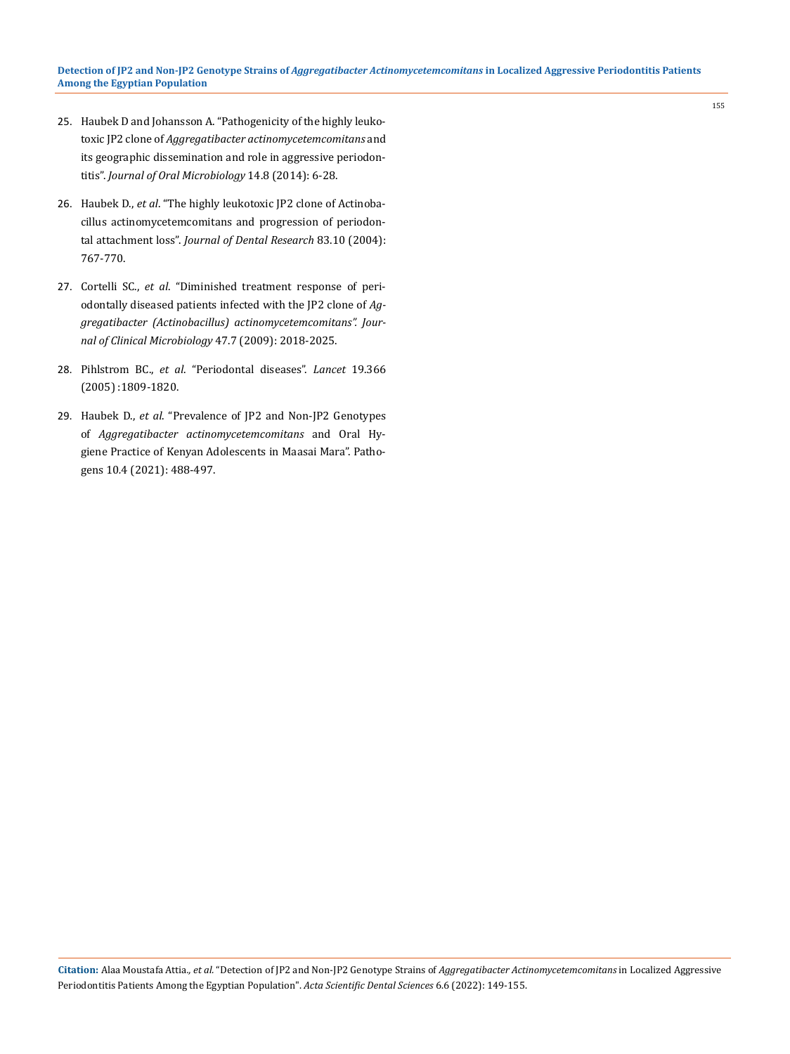25. Haubek D and Johansson A. "Pathogenicity of the highly leukotoxic JP2 clone of *Aggregatibacter actinomycetemcomitans* and its geographic dissemination and role in aggressive periodontitis". *Journal of Oral Microbiology* 14.8 (2014): 6-28.

26. Haubek D., *et al*. "The highly leukotoxic JP2 clone of Actinobacillus actinomycetemcomitans and progression of periodontal attachment loss". *Journal of Dental Research* 83.10 (2004): 767-770.

27. Cortelli SC., *et al*. "Diminished treatment response of periodontally diseased patients infected with the JP2 clone of *Aggregatibacter (Actinobacillus) actinomycetemcomitans". Journal of Clinical Microbiology* 47.7 (2009): 2018-2025.

28. Pihlstrom BC., *et al*. "Periodontal diseases". *Lancet* 19.366 (2005) :1809-1820.

29. Haubek D., *et al*. "Prevalence of JP2 and Non-JP2 Genotypes of *Aggregatibacter actinomycetemcomitans* and Oral Hygiene Practice of Kenyan Adolescents in Maasai Mara". Pathogens 10.4 (2021): 488-497.